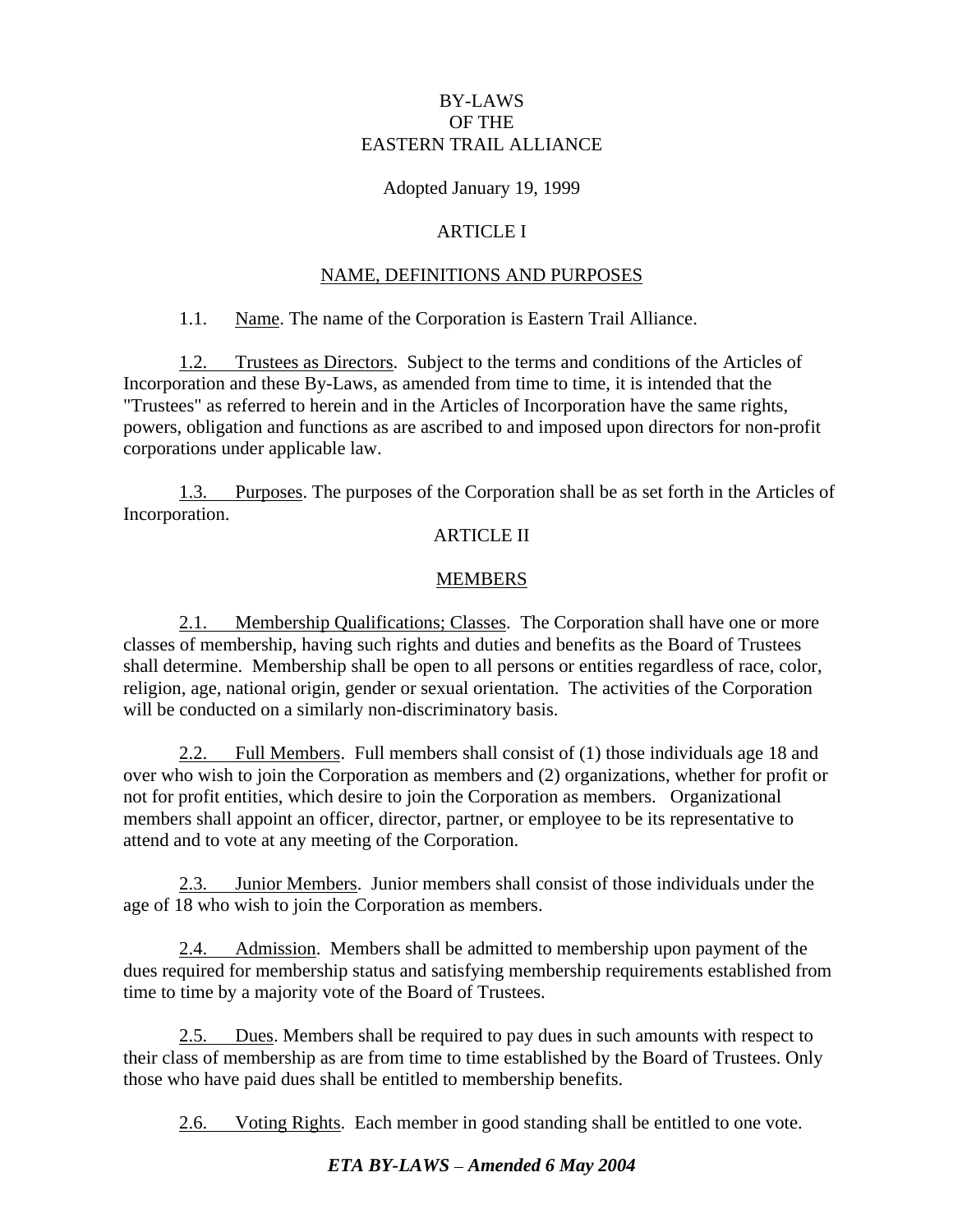# BY-LAWS
# OF THE
# EASTERN TRAIL ALLIANCE

Adopted January 19, 1999

## ARTICLE I

## NAME, DEFINITIONS AND PURPOSES

1.1. Name. The name of the Corporation is Eastern Trail Alliance.

1.2. Trustees as Directors. Subject to the terms and conditions of the Articles of Incorporation and these By-Laws, as amended from time to time, it is intended that the "Trustees" as referred to herein and in the Articles of Incorporation have the same rights, powers, obligation and functions as are ascribed to and imposed upon directors for non-profit corporations under applicable law.

1.3. Purposes. The purposes of the Corporation shall be as set forth in the Articles of Incorporation.

## ARTICLE II

## MEMBERS

2.1. Membership Qualifications; Classes. The Corporation shall have one or more classes of membership, having such rights and duties and benefits as the Board of Trustees shall determine. Membership shall be open to all persons or entities regardless of race, color, religion, age, national origin, gender or sexual orientation. The activities of the Corporation will be conducted on a similarly non-discriminatory basis.

2.2. Full Members. Full members shall consist of (1) those individuals age 18 and over who wish to join the Corporation as members and (2) organizations, whether for profit or not for profit entities, which desire to join the Corporation as members. Organizational members shall appoint an officer, director, partner, or employee to be its representative to attend and to vote at any meeting of the Corporation.

2.3. Junior Members. Junior members shall consist of those individuals under the age of 18 who wish to join the Corporation as members.

2.4. Admission. Members shall be admitted to membership upon payment of the dues required for membership status and satisfying membership requirements established from time to time by a majority vote of the Board of Trustees.

2.5. Dues. Members shall be required to pay dues in such amounts with respect to their class of membership as are from time to time established by the Board of Trustees. Only those who have paid dues shall be entitled to membership benefits.

2.6. Voting Rights. Each member in good standing shall be entitled to one vote.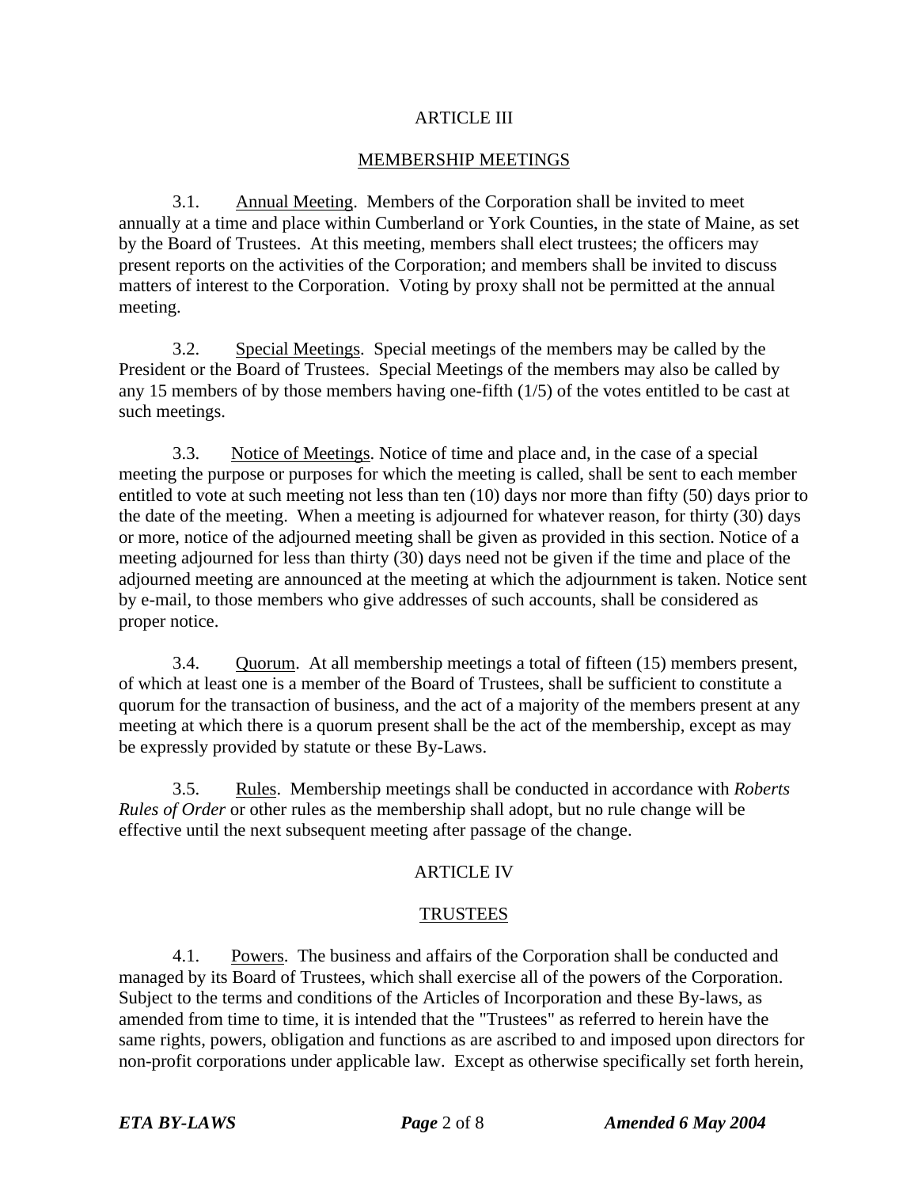## ARTICLE III

## MEMBERSHIP MEETINGS

3.1. Annual Meeting. Members of the Corporation shall be invited to meet annually at a time and place within Cumberland or York Counties, in the state of Maine, as set by the Board of Trustees. At this meeting, members shall elect trustees; the officers may present reports on the activities of the Corporation; and members shall be invited to discuss matters of interest to the Corporation. Voting by proxy shall not be permitted at the annual meeting.

3.2. Special Meetings. Special meetings of the members may be called by the President or the Board of Trustees. Special Meetings of the members may also be called by any 15 members of by those members having one-fifth (1/5) of the votes entitled to be cast at such meetings.

3.3. Notice of Meetings. Notice of time and place and, in the case of a special meeting the purpose or purposes for which the meeting is called, shall be sent to each member entitled to vote at such meeting not less than ten (10) days nor more than fifty (50) days prior to the date of the meeting. When a meeting is adjourned for whatever reason, for thirty (30) days or more, notice of the adjourned meeting shall be given as provided in this section. Notice of a meeting adjourned for less than thirty (30) days need not be given if the time and place of the adjourned meeting are announced at the meeting at which the adjournment is taken. Notice sent by e-mail, to those members who give addresses of such accounts, shall be considered as proper notice.

3.4. Quorum. At all membership meetings a total of fifteen (15) members present, of which at least one is a member of the Board of Trustees, shall be sufficient to constitute a quorum for the transaction of business, and the act of a majority of the members present at any meeting at which there is a quorum present shall be the act of the membership, except as may be expressly provided by statute or these By-Laws.

3.5. Rules. Membership meetings shall be conducted in accordance with *Roberts Rules of Order* or other rules as the membership shall adopt, but no rule change will be effective until the next subsequent meeting after passage of the change.

## ARTICLE IV

## TRUSTEES

4.1. Powers. The business and affairs of the Corporation shall be conducted and managed by its Board of Trustees, which shall exercise all of the powers of the Corporation. Subject to the terms and conditions of the Articles of Incorporation and these By-laws, as amended from time to time, it is intended that the "Trustees" as referred to herein have the same rights, powers, obligation and functions as are ascribed to and imposed upon directors for non-profit corporations under applicable law. Except as otherwise specifically set forth herein,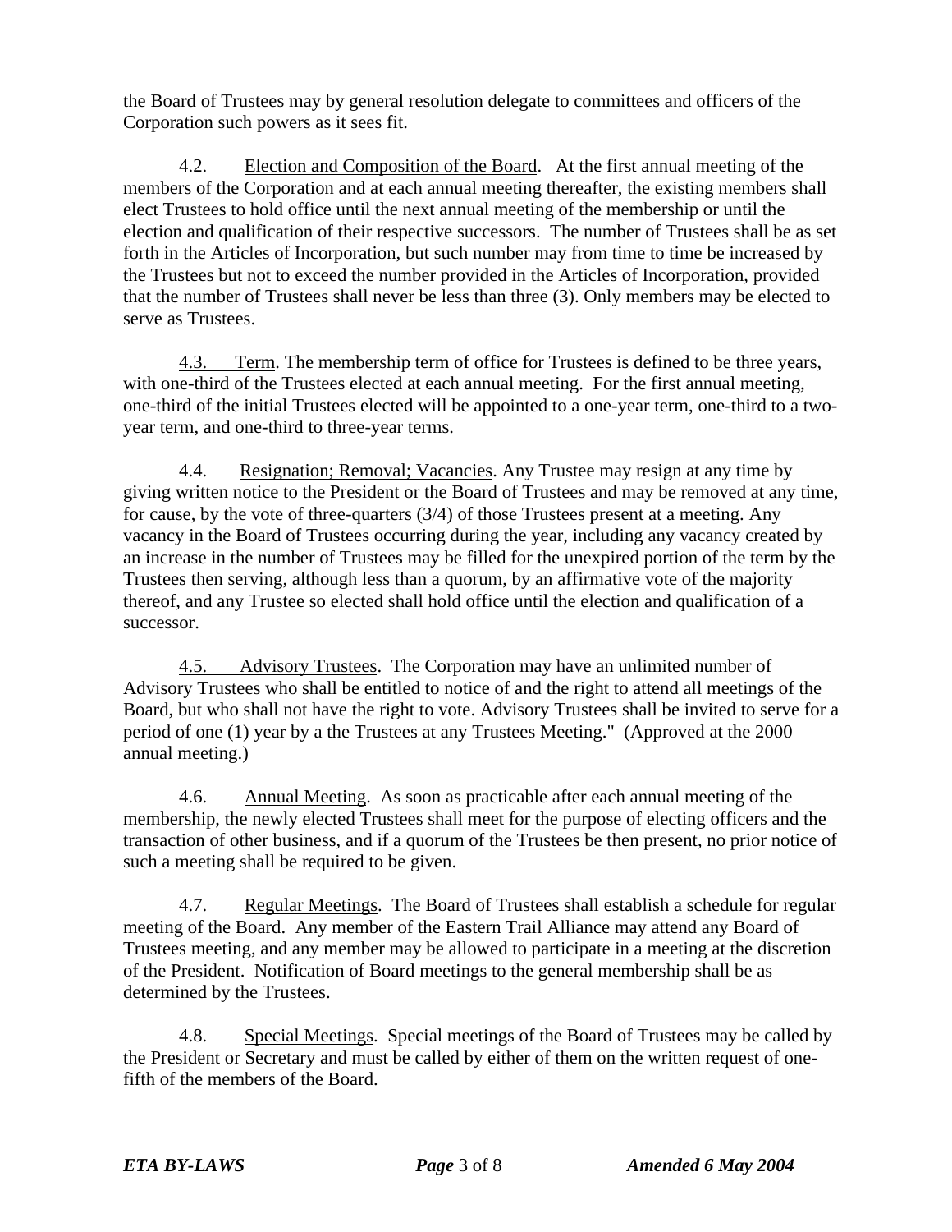the Board of Trustees may by general resolution delegate to committees and officers of the Corporation such powers as it sees fit.

4.2. Election and Composition of the Board. At the first annual meeting of the members of the Corporation and at each annual meeting thereafter, the existing members shall elect Trustees to hold office until the next annual meeting of the membership or until the election and qualification of their respective successors. The number of Trustees shall be as set forth in the Articles of Incorporation, but such number may from time to time be increased by the Trustees but not to exceed the number provided in the Articles of Incorporation, provided that the number of Trustees shall never be less than three (3). Only members may be elected to serve as Trustees.

4.3. Term. The membership term of office for Trustees is defined to be three years, with one-third of the Trustees elected at each annual meeting. For the first annual meeting, one-third of the initial Trustees elected will be appointed to a one-year term, one-third to a two-year term, and one-third to three-year terms.

4.4. Resignation; Removal; Vacancies. Any Trustee may resign at any time by giving written notice to the President or the Board of Trustees and may be removed at any time, for cause, by the vote of three-quarters (3/4) of those Trustees present at a meeting. Any vacancy in the Board of Trustees occurring during the year, including any vacancy created by an increase in the number of Trustees may be filled for the unexpired portion of the term by the Trustees then serving, although less than a quorum, by an affirmative vote of the majority thereof, and any Trustee so elected shall hold office until the election and qualification of a successor.

4.5. Advisory Trustees. The Corporation may have an unlimited number of Advisory Trustees who shall be entitled to notice of and the right to attend all meetings of the Board, but who shall not have the right to vote. Advisory Trustees shall be invited to serve for a period of one (1) year by a the Trustees at any Trustees Meeting." (Approved at the 2000 annual meeting.)

4.6. Annual Meeting. As soon as practicable after each annual meeting of the membership, the newly elected Trustees shall meet for the purpose of electing officers and the transaction of other business, and if a quorum of the Trustees be then present, no prior notice of such a meeting shall be required to be given.

4.7. Regular Meetings. The Board of Trustees shall establish a schedule for regular meeting of the Board. Any member of the Eastern Trail Alliance may attend any Board of Trustees meeting, and any member may be allowed to participate in a meeting at the discretion of the President. Notification of Board meetings to the general membership shall be as determined by the Trustees.

4.8. Special Meetings. Special meetings of the Board of Trustees may be called by the President or Secretary and must be called by either of them on the written request of one-fifth of the members of the Board.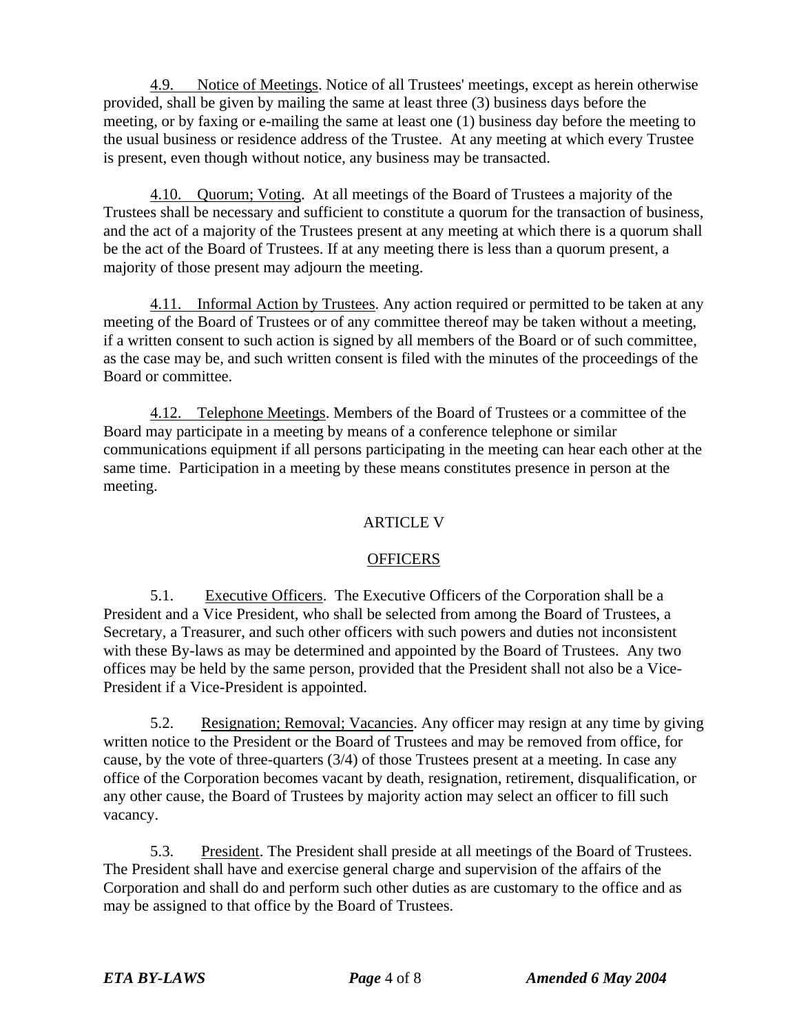4.9. Notice of Meetings. Notice of all Trustees' meetings, except as herein otherwise provided, shall be given by mailing the same at least three (3) business days before the meeting, or by faxing or e-mailing the same at least one (1) business day before the meeting to the usual business or residence address of the Trustee. At any meeting at which every Trustee is present, even though without notice, any business may be transacted.

4.10. Quorum; Voting. At all meetings of the Board of Trustees a majority of the Trustees shall be necessary and sufficient to constitute a quorum for the transaction of business, and the act of a majority of the Trustees present at any meeting at which there is a quorum shall be the act of the Board of Trustees. If at any meeting there is less than a quorum present, a majority of those present may adjourn the meeting.

4.11. Informal Action by Trustees. Any action required or permitted to be taken at any meeting of the Board of Trustees or of any committee thereof may be taken without a meeting, if a written consent to such action is signed by all members of the Board or of such committee, as the case may be, and such written consent is filed with the minutes of the proceedings of the Board or committee.

4.12. Telephone Meetings. Members of the Board of Trustees or a committee of the Board may participate in a meeting by means of a conference telephone or similar communications equipment if all persons participating in the meeting can hear each other at the same time. Participation in a meeting by these means constitutes presence in person at the meeting.

## ARTICLE V

## OFFICERS

5.1. Executive Officers. The Executive Officers of the Corporation shall be a President and a Vice President, who shall be selected from among the Board of Trustees, a Secretary, a Treasurer, and such other officers with such powers and duties not inconsistent with these By-laws as may be determined and appointed by the Board of Trustees. Any two offices may be held by the same person, provided that the President shall not also be a Vice-President if a Vice-President is appointed.

5.2. Resignation; Removal; Vacancies. Any officer may resign at any time by giving written notice to the President or the Board of Trustees and may be removed from office, for cause, by the vote of three-quarters (3/4) of those Trustees present at a meeting. In case any office of the Corporation becomes vacant by death, resignation, retirement, disqualification, or any other cause, the Board of Trustees by majority action may select an officer to fill such vacancy.

5.3. President. The President shall preside at all meetings of the Board of Trustees. The President shall have and exercise general charge and supervision of the affairs of the Corporation and shall do and perform such other duties as are customary to the office and as may be assigned to that office by the Board of Trustees.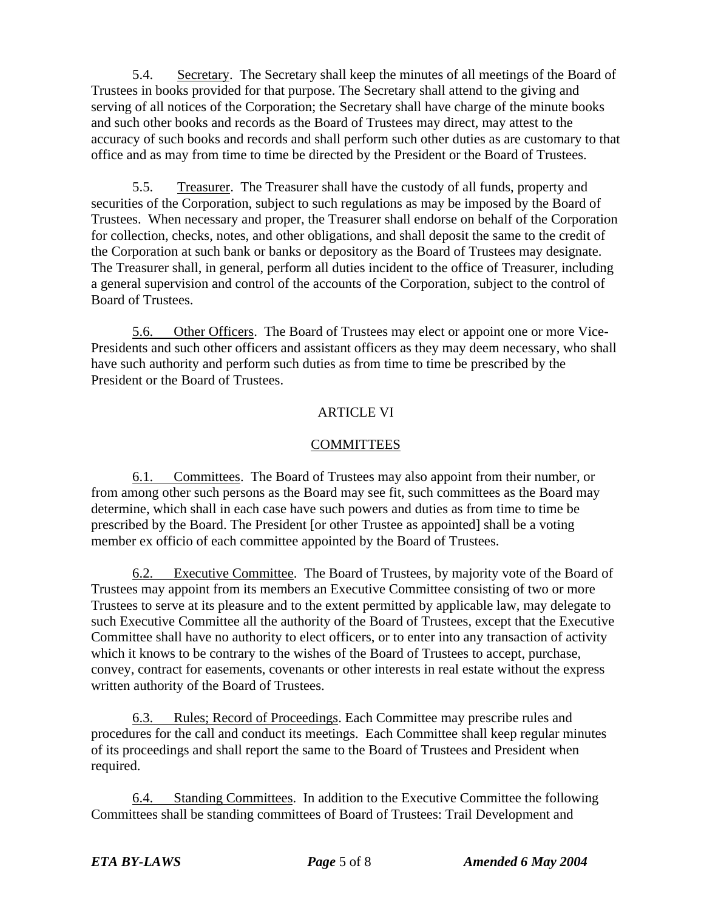5.4. Secretary. The Secretary shall keep the minutes of all meetings of the Board of Trustees in books provided for that purpose. The Secretary shall attend to the giving and serving of all notices of the Corporation; the Secretary shall have charge of the minute books and such other books and records as the Board of Trustees may direct, may attest to the accuracy of such books and records and shall perform such other duties as are customary to that office and as may from time to time be directed by the President or the Board of Trustees.

5.5. Treasurer. The Treasurer shall have the custody of all funds, property and securities of the Corporation, subject to such regulations as may be imposed by the Board of Trustees. When necessary and proper, the Treasurer shall endorse on behalf of the Corporation for collection, checks, notes, and other obligations, and shall deposit the same to the credit of the Corporation at such bank or banks or depository as the Board of Trustees may designate. The Treasurer shall, in general, perform all duties incident to the office of Treasurer, including a general supervision and control of the accounts of the Corporation, subject to the control of Board of Trustees.

5.6. Other Officers. The Board of Trustees may elect or appoint one or more Vice-Presidents and such other officers and assistant officers as they may deem necessary, who shall have such authority and perform such duties as from time to time be prescribed by the President or the Board of Trustees.

## ARTICLE VI

## COMMITTEES

6.1. Committees. The Board of Trustees may also appoint from their number, or from among other such persons as the Board may see fit, such committees as the Board may determine, which shall in each case have such powers and duties as from time to time be prescribed by the Board. The President [or other Trustee as appointed] shall be a voting member ex officio of each committee appointed by the Board of Trustees.

6.2. Executive Committee. The Board of Trustees, by majority vote of the Board of Trustees may appoint from its members an Executive Committee consisting of two or more Trustees to serve at its pleasure and to the extent permitted by applicable law, may delegate to such Executive Committee all the authority of the Board of Trustees, except that the Executive Committee shall have no authority to elect officers, or to enter into any transaction of activity which it knows to be contrary to the wishes of the Board of Trustees to accept, purchase, convey, contract for easements, covenants or other interests in real estate without the express written authority of the Board of Trustees.

6.3. Rules; Record of Proceedings. Each Committee may prescribe rules and procedures for the call and conduct its meetings. Each Committee shall keep regular minutes of its proceedings and shall report the same to the Board of Trustees and President when required.

6.4. Standing Committees. In addition to the Executive Committee the following Committees shall be standing committees of Board of Trustees: Trail Development and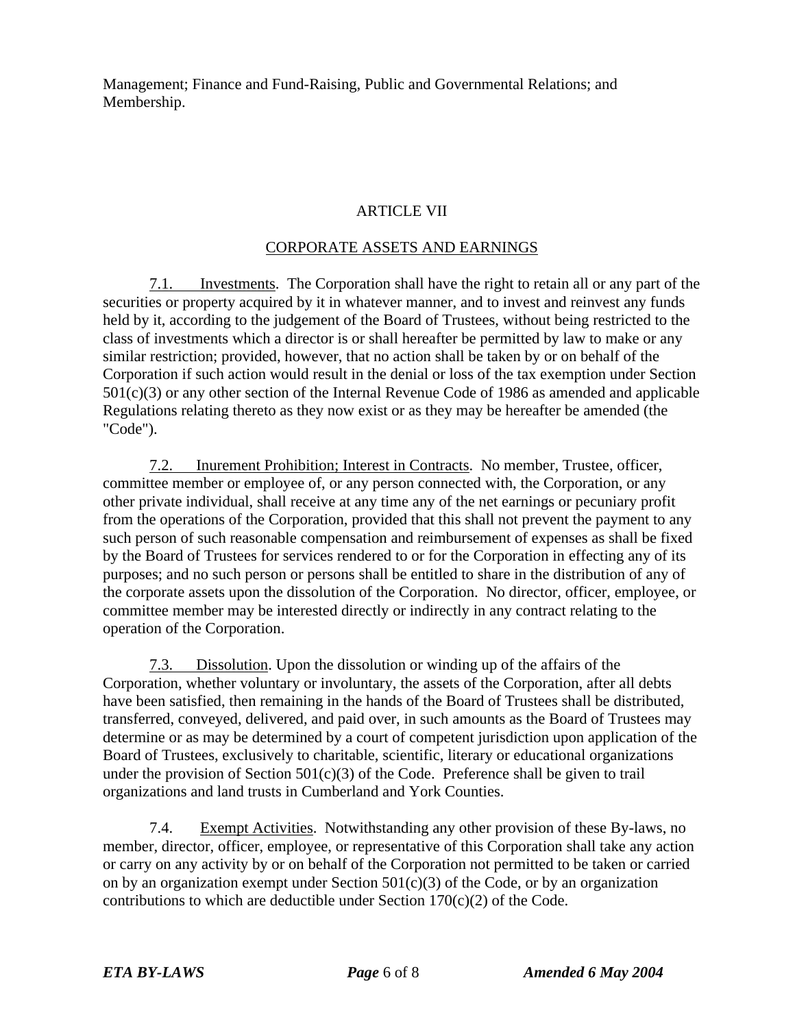Management; Finance and Fund-Raising, Public and Governmental Relations; and Membership.

## ARTICLE VII

## CORPORATE ASSETS AND EARNINGS

7.1. Investments. The Corporation shall have the right to retain all or any part of the securities or property acquired by it in whatever manner, and to invest and reinvest any funds held by it, according to the judgement of the Board of Trustees, without being restricted to the class of investments which a director is or shall hereafter be permitted by law to make or any similar restriction; provided, however, that no action shall be taken by or on behalf of the Corporation if such action would result in the denial or loss of the tax exemption under Section 501(c)(3) or any other section of the Internal Revenue Code of 1986 as amended and applicable Regulations relating thereto as they now exist or as they may be hereafter be amended (the "Code").

7.2. Inurement Prohibition; Interest in Contracts. No member, Trustee, officer, committee member or employee of, or any person connected with, the Corporation, or any other private individual, shall receive at any time any of the net earnings or pecuniary profit from the operations of the Corporation, provided that this shall not prevent the payment to any such person of such reasonable compensation and reimbursement of expenses as shall be fixed by the Board of Trustees for services rendered to or for the Corporation in effecting any of its purposes; and no such person or persons shall be entitled to share in the distribution of any of the corporate assets upon the dissolution of the Corporation. No director, officer, employee, or committee member may be interested directly or indirectly in any contract relating to the operation of the Corporation.

7.3. Dissolution. Upon the dissolution or winding up of the affairs of the Corporation, whether voluntary or involuntary, the assets of the Corporation, after all debts have been satisfied, then remaining in the hands of the Board of Trustees shall be distributed, transferred, conveyed, delivered, and paid over, in such amounts as the Board of Trustees may determine or as may be determined by a court of competent jurisdiction upon application of the Board of Trustees, exclusively to charitable, scientific, literary or educational organizations under the provision of Section 501(c)(3) of the Code. Preference shall be given to trail organizations and land trusts in Cumberland and York Counties.

7.4. Exempt Activities. Notwithstanding any other provision of these By-laws, no member, director, officer, employee, or representative of this Corporation shall take any action or carry on any activity by or on behalf of the Corporation not permitted to be taken or carried on by an organization exempt under Section 501(c)(3) of the Code, or by an organization contributions to which are deductible under Section 170(c)(2) of the Code.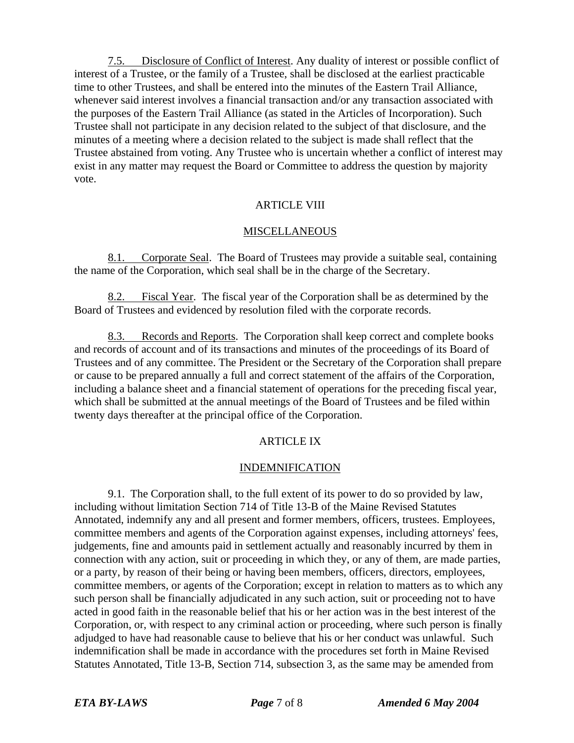<u>7.5. Disclosure of Conflict of Interest</u>. Any duality of interest or possible conflict of interest of a Trustee, or the family of a Trustee, shall be disclosed at the earliest practicable time to other Trustees, and shall be entered into the minutes of the Eastern Trail Alliance, whenever said interest involves a financial transaction and/or any transaction associated with the purposes of the Eastern Trail Alliance (as stated in the Articles of Incorporation). Such Trustee shall not participate in any decision related to the subject of that disclosure, and the minutes of a meeting where a decision related to the subject is made shall reflect that the Trustee abstained from voting. Any Trustee who is uncertain whether a conflict of interest may exist in any matter may request the Board or Committee to address the question by majority vote.

## ARTICLE VIII

## <u>MISCELLANEOUS</u>

<u>8.1. Corporate Seal</u>. The Board of Trustees may provide a suitable seal, containing the name of the Corporation, which seal shall be in the charge of the Secretary.

<u>8.2. Fiscal Year</u>. The fiscal year of the Corporation shall be as determined by the Board of Trustees and evidenced by resolution filed with the corporate records.

<u>8.3. Records and Reports</u>. The Corporation shall keep correct and complete books and records of account and of its transactions and minutes of the proceedings of its Board of Trustees and of any committee. The President or the Secretary of the Corporation shall prepare or cause to be prepared annually a full and correct statement of the affairs of the Corporation, including a balance sheet and a financial statement of operations for the preceding fiscal year, which shall be submitted at the annual meetings of the Board of Trustees and be filed within twenty days thereafter at the principal office of the Corporation.

## ARTICLE IX

## <u>INDEMNIFICATION</u>

9.1. The Corporation shall, to the full extent of its power to do so provided by law, including without limitation Section 714 of Title 13-B of the Maine Revised Statutes Annotated, indemnify any and all present and former members, officers, trustees. Employees, committee members and agents of the Corporation against expenses, including attorneys' fees, judgements, fine and amounts paid in settlement actually and reasonably incurred by them in connection with any action, suit or proceeding in which they, or any of them, are made parties, or a party, by reason of their being or having been members, officers, directors, employees, committee members, or agents of the Corporation; except in relation to matters as to which any such person shall be financially adjudicated in any such action, suit or proceeding not to have acted in good faith in the reasonable belief that his or her action was in the best interest of the Corporation, or, with respect to any criminal action or proceeding, where such person is finally adjudged to have had reasonable cause to believe that his or her conduct was unlawful. Such indemnification shall be made in accordance with the procedures set forth in Maine Revised Statutes Annotated, Title 13-B, Section 714, subsection 3, as the same may be amended from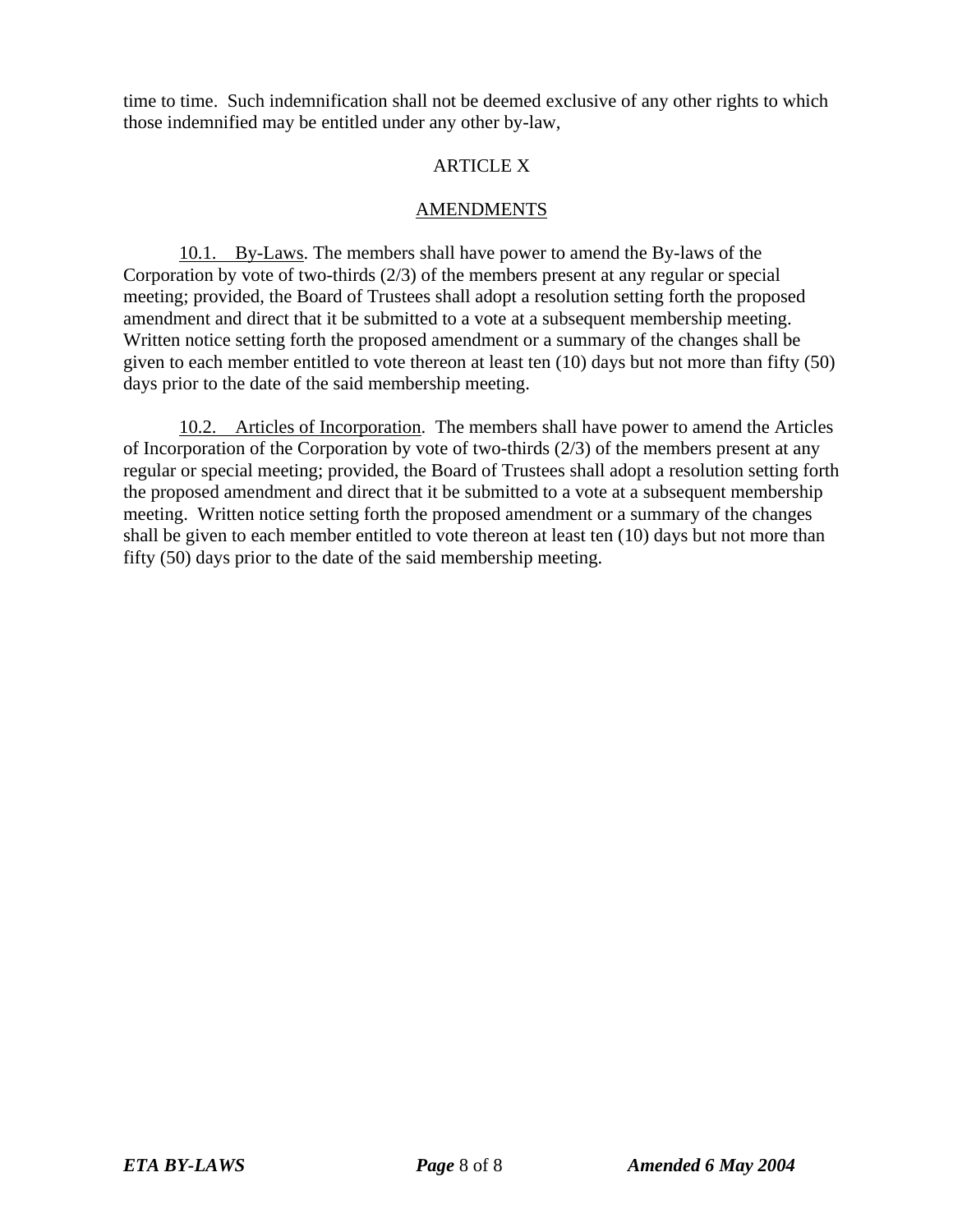time to time. Such indemnification shall not be deemed exclusive of any other rights to which those indemnified may be entitled under any other by-law,

## ARTICLE X

## AMENDMENTS

10.1. By-Laws. The members shall have power to amend the By-laws of the Corporation by vote of two-thirds (2/3) of the members present at any regular or special meeting; provided, the Board of Trustees shall adopt a resolution setting forth the proposed amendment and direct that it be submitted to a vote at a subsequent membership meeting. Written notice setting forth the proposed amendment or a summary of the changes shall be given to each member entitled to vote thereon at least ten (10) days but not more than fifty (50) days prior to the date of the said membership meeting.

10.2. Articles of Incorporation. The members shall have power to amend the Articles of Incorporation of the Corporation by vote of two-thirds (2/3) of the members present at any regular or special meeting; provided, the Board of Trustees shall adopt a resolution setting forth the proposed amendment and direct that it be submitted to a vote at a subsequent membership meeting. Written notice setting forth the proposed amendment or a summary of the changes shall be given to each member entitled to vote thereon at least ten (10) days but not more than fifty (50) days prior to the date of the said membership meeting.